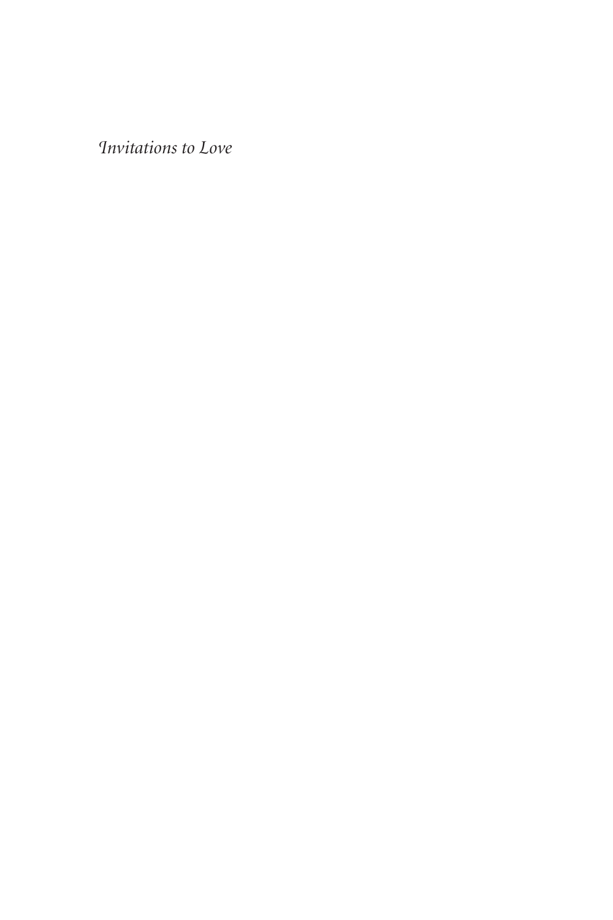*Invitations to Love*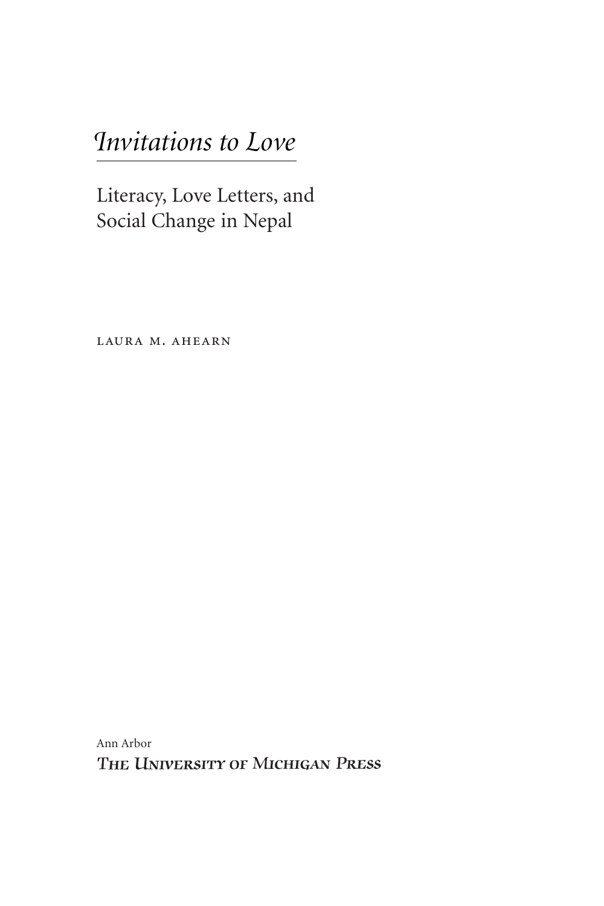# *Invitations to Love*

## Literacy, Love Letters, and Social Change in Nepal

LAURA M. AHEARN

Ann Arbor

THE UNIVERSITY OF MICHIGAN PRESS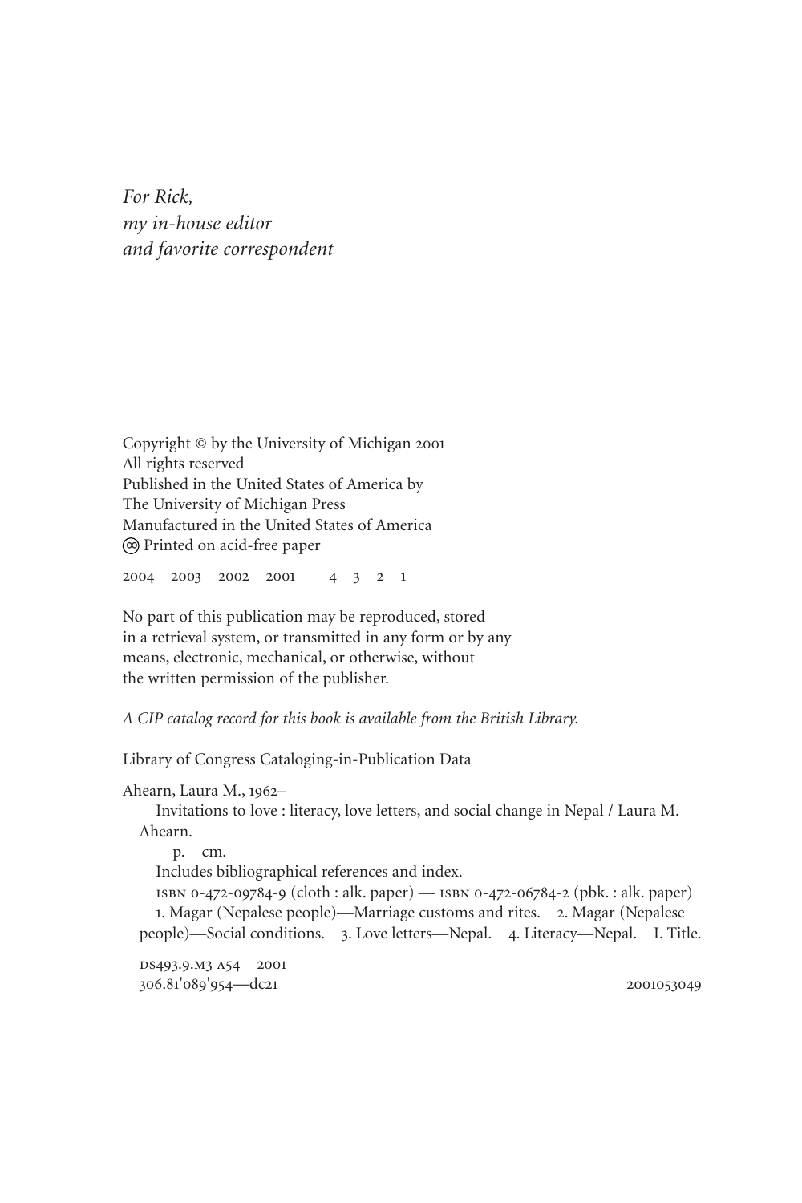*For Rick,*
*my in-house editor*
*and favorite correspondent*

Copyright © by the University of Michigan 2001
All rights reserved
Published in the United States of America by
The University of Michigan Press
Manufactured in the United States of America
∞ Printed on acid-free paper

2004 2003 2002 2001 4 3 2 1

No part of this publication may be reproduced, stored
in a retrieval system, or transmitted in any form or by any
means, electronic, mechanical, or otherwise, without
the written permission of the publisher.

*A CIP catalog record for this book is available from the British Library.*

Library of Congress Cataloging-in-Publication Data

Ahearn, Laura M., 1962–
Invitations to love : literacy, love letters, and social change in Nepal / Laura M. Ahearn.
p. cm.
Includes bibliographical references and index.
ISBN 0-472-09784-9 (cloth : alk. paper) — ISBN 0-472-06784-2 (pbk. : alk. paper)
1. Magar (Nepalese people)—Marriage customs and rites. 2. Magar (Nepalese people)—Social conditions. 3. Love letters—Nepal. 4. Literacy—Nepal. I. Title.

DS493.9.M3 A54 2001
306.81'089'954—dc21 2001053049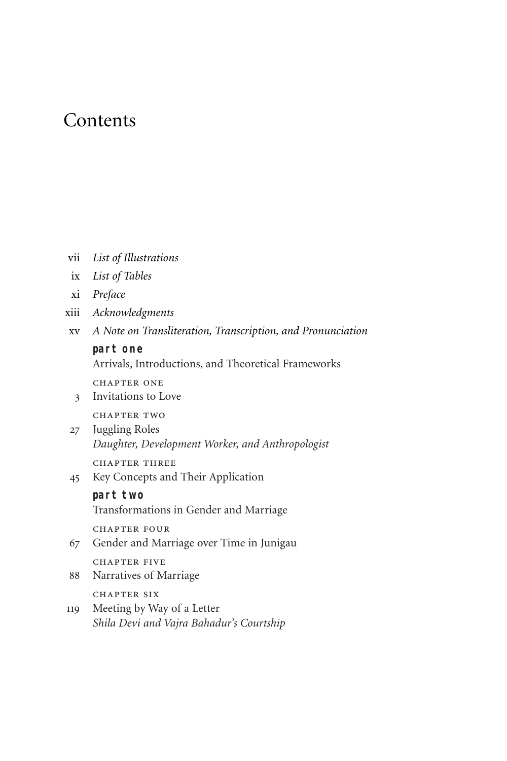# Contents

vii *List of Illustrations*

ix *List of Tables*

xi *Preface*

xiii *Acknowledgments*

xv *A Note on Transliteration, Transcription, and Pronunciation*

**part one**

Arrivals, Introductions, and Theoretical Frameworks

chapter one

3 Invitations to Love

chapter two

27 Juggling Roles
*Daughter, Development Worker, and Anthropologist*

chapter three

45 Key Concepts and Their Application

**part two**

Transformations in Gender and Marriage

chapter four

67 Gender and Marriage over Time in Junigau

chapter five

88 Narratives of Marriage

chapter six

119 Meeting by Way of a Letter
*Shila Devi and Vajra Bahadur's Courtship*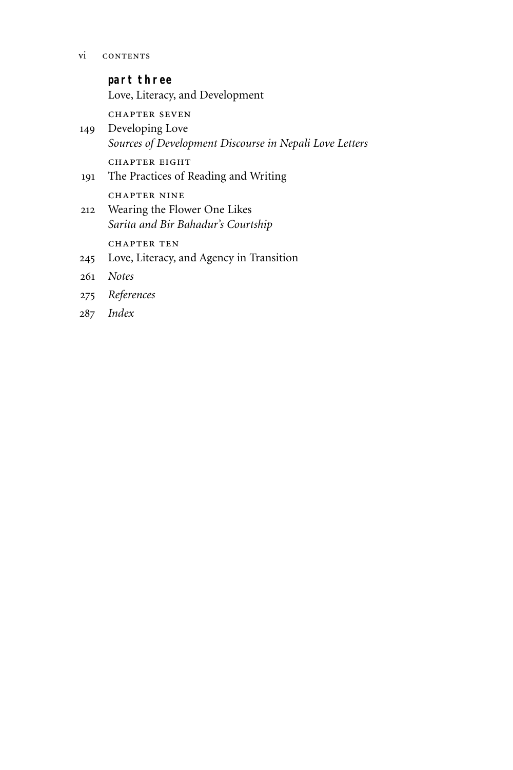**part three**

Love, Literacy, and Development

CHAPTER SEVEN

149 Developing Love
*Sources of Development Discourse in Nepali Love Letters*

CHAPTER EIGHT

191 The Practices of Reading and Writing

CHAPTER NINE

212 Wearing the Flower One Likes
*Sarita and Bir Bahadur's Courtship*

CHAPTER TEN

245 Love, Literacy, and Agency in Transition

261 *Notes*

275 *References*

287 *Index*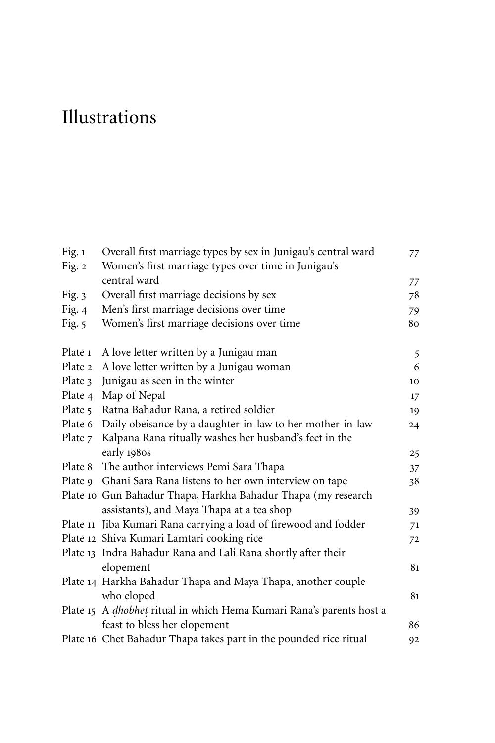# Illustrations

| | | |
|---|---|---|
| Fig. 1 | Overall first marriage types by sex in Junigau's central ward | 77 |
| Fig. 2 | Women's first marriage types over time in Junigau's central ward | 77 |
| Fig. 3 | Overall first marriage decisions by sex | 78 |
| Fig. 4 | Men's first marriage decisions over time | 79 |
| Fig. 5 | Women's first marriage decisions over time | 80 |
| Plate 1 | A love letter written by a Junigau man | 5 |
| Plate 2 | A love letter written by a Junigau woman | 6 |
| Plate 3 | Junigau as seen in the winter | 10 |
| Plate 4 | Map of Nepal | 17 |
| Plate 5 | Ratna Bahadur Rana, a retired soldier | 19 |
| Plate 6 | Daily obeisance by a daughter-in-law to her mother-in-law | 24 |
| Plate 7 | Kalpana Rana ritually washes her husband's feet in the early 1980s | 25 |
| Plate 8 | The author interviews Pemi Sara Thapa | 37 |
| Plate 9 | Ghani Sara Rana listens to her own interview on tape | 38 |
| Plate 10 | Gun Bahadur Thapa, Harkha Bahadur Thapa (my research assistants), and Maya Thapa at a tea shop | 39 |
| Plate 11 | Jiba Kumari Rana carrying a load of firewood and fodder | 71 |
| Plate 12 | Shiva Kumari Lamtari cooking rice | 72 |
| Plate 13 | Indra Bahadur Rana and Lali Rana shortly after their elopement | 81 |
| Plate 14 | Harkha Bahadur Thapa and Maya Thapa, another couple who eloped | 81 |
| Plate 15 | A *ḍhobheṭ* ritual in which Hema Kumari Rana's parents host a feast to bless her elopement | 86 |
| Plate 16 | Chet Bahadur Thapa takes part in the pounded rice ritual | 92 |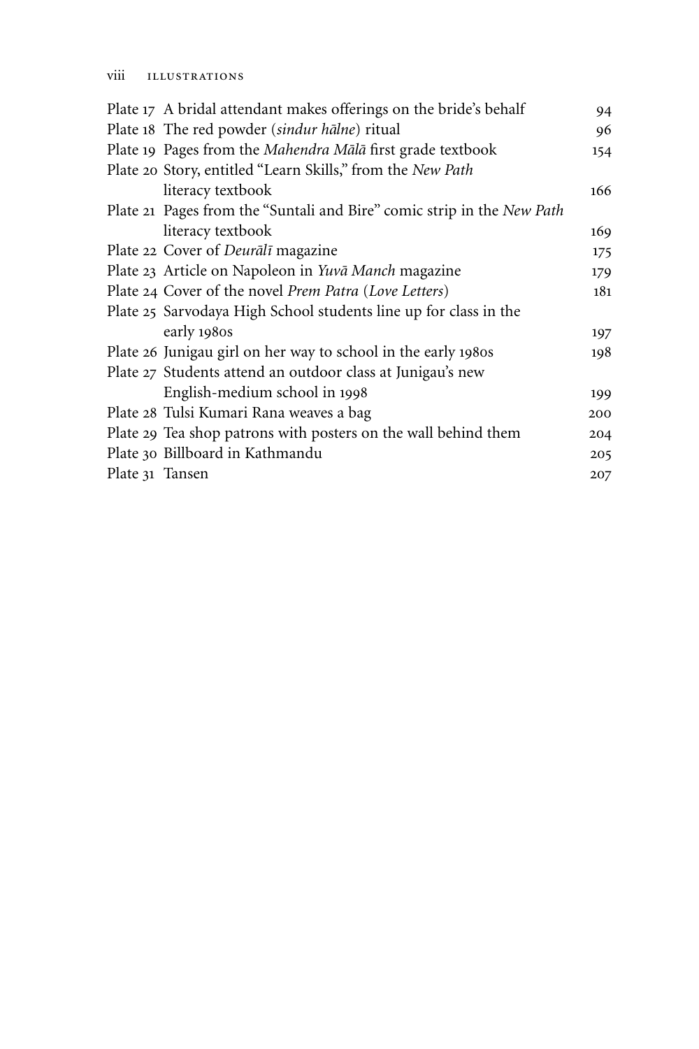| | | |
|---|---|---|
| Plate 17 | A bridal attendant makes offerings on the bride's behalf | 94 |
| Plate 18 | The red powder (*sindur hālne*) ritual | 96 |
| Plate 19 | Pages from the *Mahendra Mālā* first grade textbook | 154 |
| Plate 20 | Story, entitled "Learn Skills," from the *New Path* literacy textbook | 166 |
| Plate 21 | Pages from the "Suntali and Bire" comic strip in the *New Path* literacy textbook | 169 |
| Plate 22 | Cover of *Deurālī* magazine | 175 |
| Plate 23 | Article on Napoleon in *Yuvā Manch* magazine | 179 |
| Plate 24 | Cover of the novel *Prem Patra* (*Love Letters*) | 181 |
| Plate 25 | Sarvodaya High School students line up for class in the early 1980s | 197 |
| Plate 26 | Junigau girl on her way to school in the early 1980s | 198 |
| Plate 27 | Students attend an outdoor class at Junigau's new English-medium school in 1998 | 199 |
| Plate 28 | Tulsi Kumari Rana weaves a bag | 200 |
| Plate 29 | Tea shop patrons with posters on the wall behind them | 204 |
| Plate 30 | Billboard in Kathmandu | 205 |
| Plate 31 | Tansen | 207 |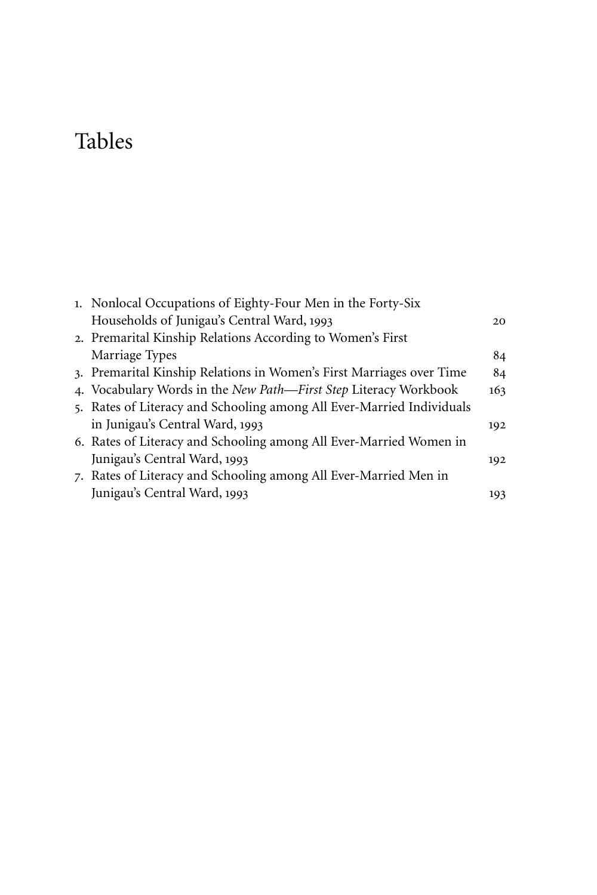# Tables

1. Nonlocal Occupations of Eighty-Four Men in the Forty-Six Households of Junigau's Central Ward, 1993 — 20
2. Premarital Kinship Relations According to Women's First Marriage Types — 84
3. Premarital Kinship Relations in Women's First Marriages over Time — 84
4. Vocabulary Words in the *New Path—First Step* Literacy Workbook — 163
5. Rates of Literacy and Schooling among All Ever-Married Individuals in Junigau's Central Ward, 1993 — 192
6. Rates of Literacy and Schooling among All Ever-Married Women in Junigau's Central Ward, 1993 — 192
7. Rates of Literacy and Schooling among All Ever-Married Men in Junigau's Central Ward, 1993 — 193